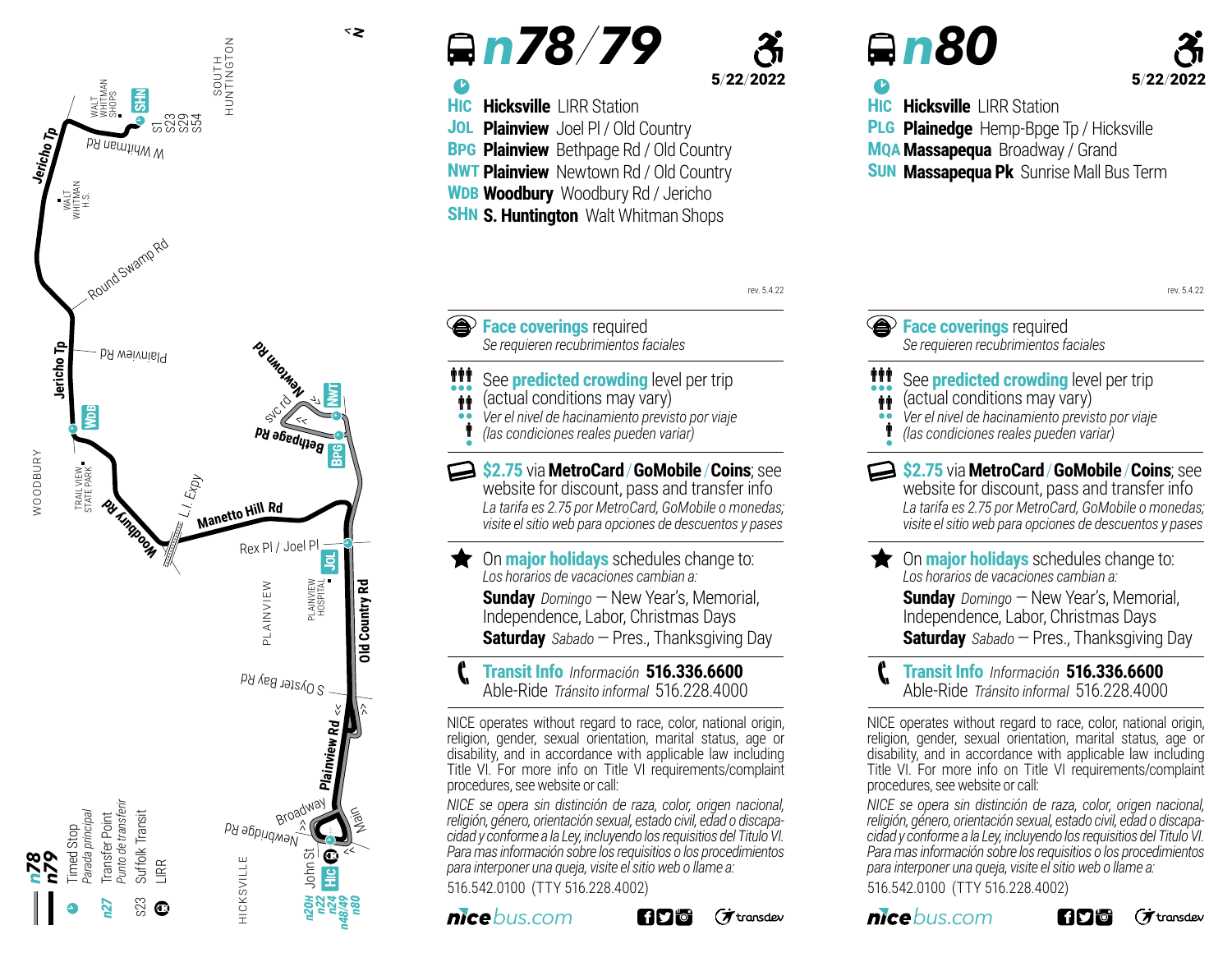# n78/79

5/22/2022

**HIC** **Hicksville** LIRR Station
**JOL** **Plainview** Joel Pl / Old Country
**BPG** **Plainview** Bethpage Rd / Old Country
**NWT** **Plainview** Newtown Rd / Old Country
**WDB** **Woodbury** Woodbury Rd / Jericho
**SHN** **S. Huntington** Walt Whitman Shops

rev. 5.4.22

**Face coverings** required
*Se requieren recubrimientos faciales*

See **predicted crowding** level per trip (actual conditions may vary)
*Ver el nivel de hacinamiento previsto por viaje (las condiciones reales pueden variar)*

**$2.75** via **MetroCard** / **GoMobile** / **Coins**; see website for discount, pass and transfer info
*La tarifa es 2.75 por MetroCard, GoMobile o monedas; visite el sitio web para opciones de descuentos y pases*

On **major holidays** schedules change to:
*Los horarios de vacaciones cambian a:*
**Sunday** *Domingo* — New Year's, Memorial, Independence, Labor, Christmas Days
**Saturday** *Sabado* — Pres., Thanksgiving Day

**Transit Info** *Información* **516.336.6600**
Able-Ride *Tránsito informal* 516.228.4000

NICE operates without regard to race, color, national origin, religion, gender, sexual orientation, marital status, age or disability, and in accordance with applicable law including Title VI. For more info on Title VI requirements/complaint procedures, see website or call:

*NICE se opera sin distinción de raza, color, origen nacional, religión, género, orientación sexual, estado civil, edad o discapacidad y conforme a la Ley, incluyendo los requisitios del Titulo VI. Para mas información sobre los requisitios o los procedimientos para interponer una queja, visite el sitio web o llame a:*

516.542.0100 (TTY 516.228.4002)

nicebus.com

# n80

5/22/2022

**HIC** **Hicksville** LIRR Station
**PLG** **Plainedge** Hemp-Bpge Tp / Hicksville
**MQA** **Massapequa** Broadway / Grand
**SUN** **Massapequa Pk** Sunrise Mall Bus Term

rev. 5.4.22

**Face coverings** required
*Se requieren recubrimientos faciales*

See **predicted crowding** level per trip (actual conditions may vary)
*Ver el nivel de hacinamiento previsto por viaje (las condiciones reales pueden variar)*

**$2.75** via **MetroCard** / **GoMobile** / **Coins**; see website for discount, pass and transfer info
*La tarifa es 2.75 por MetroCard, GoMobile o monedas; visite el sitio web para opciones de descuentos y pases*

On **major holidays** schedules change to:
*Los horarios de vacaciones cambian a:*
**Sunday** *Domingo* — New Year's, Memorial, Independence, Labor, Christmas Days
**Saturday** *Sabado* — Pres., Thanksgiving Day

**Transit Info** *Información* **516.336.6600**
Able-Ride *Tránsito informal* 516.228.4000

NICE operates without regard to race, color, national origin, religion, gender, sexual orientation, marital status, age or disability, and in accordance with applicable law including Title VI. For more info on Title VI requirements/complaint procedures, see website or call:

*NICE se opera sin distinción de raza, color, origen nacional, religión, género, orientación sexual, estado civil, edad o discapacidad y conforme a la Ley, incluyendo los requisitios del Titulo VI. Para mas información sobre los requisitios o los procedimientos para interponer una queja, visite el sitio web o llame a:*

516.542.0100 (TTY 516.228.4002)

nicebus.com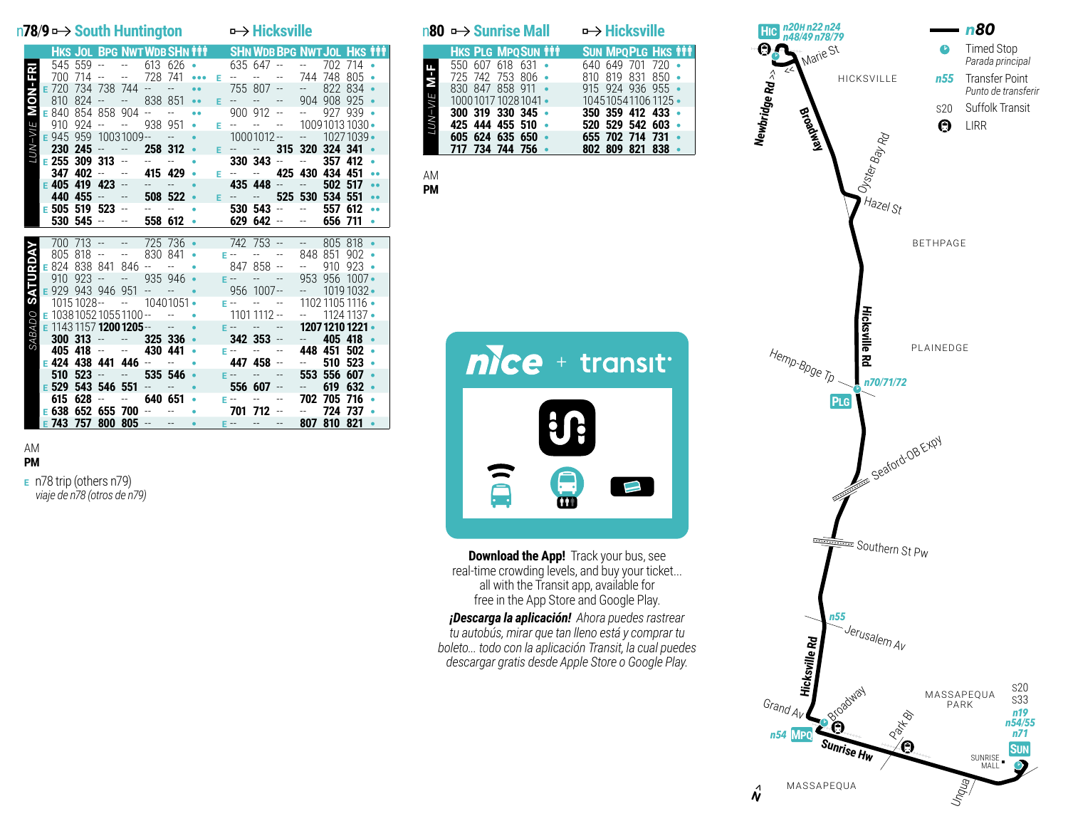## n78/9 → South Huntington → Hicksville

### MON-FRI / LUN-VIE

| | HKS | JOL | BPG | NWT | WDB | SHN | | | SHN | WDB | BPG | NWT | JOL | HKS | |
|---|---|---|---|---|---|---|---|---|---|---|---|---|---|---|---|
| | 545 | 559 | -- | -- | 613 | 626 | • | | 635 | 647 | -- | -- | 702 | 714 | • |
| | 700 | 714 | -- | -- | 728 | 741 | ••• | E | -- | -- | -- | 744 | 748 | 805 | • |
| E | 720 | 734 | 738 | 744 | -- | -- | •• | | 755 | 807 | -- | -- | 822 | 834 | • |
| | 810 | 824 | -- | -- | 838 | 851 | •• | E | -- | -- | -- | 904 | 908 | 925 | • |
| E | 840 | 854 | 858 | 904 | -- | -- | •• | | 900 | 912 | -- | -- | 927 | 939 | • |
| | 910 | 924 | -- | -- | 938 | 951 | • | E | -- | -- | -- | 1009 | 1013 | 1030 | • |
| E | 945 | 959 | 1003 | 1009 | -- | -- | • | | 1000 | 1012 | -- | -- | 1027 | 1039 | • |
| | **230** | **245** | -- | -- | **258** | **312** | • | E | -- | -- | **315** | **320** | **324** | **341** | • |
| E | **255** | **309** | **313** | -- | -- | -- | • | | **330** | **343** | -- | -- | **357** | **412** | • |
| | **347** | **402** | -- | -- | **415** | **429** | • | E | -- | -- | **425** | **430** | **434** | **451** | •• |
| E | **405** | **419** | **423** | -- | -- | -- | • | | **435** | **448** | -- | -- | **502** | **517** | •• |
| | **440** | **455** | -- | -- | **508** | **522** | • | E | -- | -- | **525** | **530** | **534** | **551** | •• |
| E | **505** | **519** | **523** | -- | -- | -- | • | | **530** | **543** | -- | -- | **557** | **612** | •• |
| | **530** | **545** | -- | -- | **558** | **612** | • | | **629** | **642** | -- | -- | **656** | **711** | • |

### SATURDAY / SABADO

| | HKS | JOL | BPG | NWT | WDB | SHN | | | SHN | WDB | BPG | NWT | JOL | HKS | |
|---|---|---|---|---|---|---|---|---|---|---|---|---|---|---|---|
| | 700 | 713 | -- | -- | 725 | 736 | • | | 742 | 753 | -- | -- | 805 | 818 | • |
| | 805 | 818 | -- | -- | 830 | 841 | • | E | -- | -- | -- | 848 | 851 | 902 | • |
| E | 824 | 838 | 841 | 846 | -- | -- | • | | 847 | 858 | -- | -- | 910 | 923 | • |
| | 910 | 923 | -- | -- | 935 | 946 | • | E | -- | -- | -- | 953 | 956 | 1007 | • |
| E | 929 | 943 | 946 | 951 | -- | -- | • | | 956 | 1007 | -- | -- | 1019 | 1032 | • |
| | 1015 | 1028 | -- | -- | 1040 | 1051 | • | E | -- | -- | -- | 1102 | 1105 | 1116 | • |
| E | 1038 | 1052 | 1055 | 1100 | -- | -- | • | | 1101 | 1112 | -- | -- | 1124 | 1137 | • |
| E | 1143 | 1157 | **1200** | **1205** | -- | -- | • | E | -- | -- | -- | **1207** | **1210** | **1221** | • |
| | **300** | **313** | -- | -- | **325** | **336** | • | | **342** | **353** | -- | -- | **405** | **418** | • |
| | **405** | **418** | -- | -- | **430** | **441** | • | E | -- | -- | -- | **448** | **451** | **502** | • |
| E | **424** | **438** | **441** | **446** | -- | -- | • | | **447** | **458** | -- | -- | **510** | **523** | • |
| | **510** | **523** | -- | -- | **535** | **546** | • | E | -- | -- | -- | **553** | **556** | **607** | • |
| E | **529** | **543** | **546** | **551** | -- | -- | • | | **556** | **607** | -- | -- | **619** | **632** | • |
| | **615** | **628** | -- | -- | **640** | **651** | • | E | -- | -- | -- | **702** | **705** | **716** | • |
| E | **638** | **652** | **655** | **700** | -- | -- | • | | **701** | **712** | -- | -- | **724** | **737** | • |
| E | **743** | **757** | **800** | **805** | -- | -- | • | E | -- | -- | -- | **807** | **810** | **821** | • |

AM
**PM**

E n78 trip (others n79)
*viaje de n78 (otros de n79)*

## n80 → Sunrise Mall → Hicksville

### M-F / LUN-VIE

| HKS | PLG | MPQ | SUN | | SUN | MPQ | PLG | HKS | |
|---|---|---|---|---|---|---|---|---|---|
| 550 | 607 | 618 | 631 | • | 640 | 649 | 701 | 720 | • |
| 725 | 742 | 753 | 806 | • | 810 | 819 | 831 | 850 | • |
| 830 | 847 | 858 | 911 | • | 915 | 924 | 936 | 955 | • |
| 1000 | 1017 | 1028 | 1041 | • | 1045 | 1054 | 1106 | 1125 | • |
| **300** | **319** | **330** | **345** | • | **350** | **359** | **412** | **433** | • |
| **425** | **444** | **455** | **510** | • | **520** | **529** | **542** | **603** | • |
| **605** | **624** | **635** | **650** | • | **655** | **702** | **714** | **731** | • |
| **717** | **734** | **744** | **756** | • | **802** | **809** | **821** | **838** | • |

AM
**PM**

nice + transit

**Download the App!** Track your bus, see real-time crowding levels, and buy your ticket... all with the Transit app, available for free in the App Store and Google Play.

***¡Descarga la aplicación!*** *Ahora puedes rastrear tu autobús, mirar que tan lleno está y comprar tu boleto... todo con la aplicación Transit, la cual puedes descargar gratis desde Apple Store o Google Play.*

n80
Timed Stop — *Parada principal*
n55 Transfer Point — *Punto de transferir*
S20 Suffolk Transit
LIRR

HIC n20H n22 n24 n48/49 n78/79
Newbridge Rd
Marie St
Broadway
HICKSVILLE
Oyster Bay Rd
Hazel St
BETHPAGE
Hicksville Rd
PLAINEDGE
Hemp-Bpge Tp
n70/71/72
PLG
Seaford-OB Expy
Southern St Pw
n55
Jerusalem Av
Hicksville Rd
Grand Av
Broadway
n54 MPQ
Sunrise Hw
Park Bl
MASSAPEQUA PARK
S20 S33 n19 n54/55 n71
SUN
SUNRISE MALL
MASSAPEQUA
Unqua
N